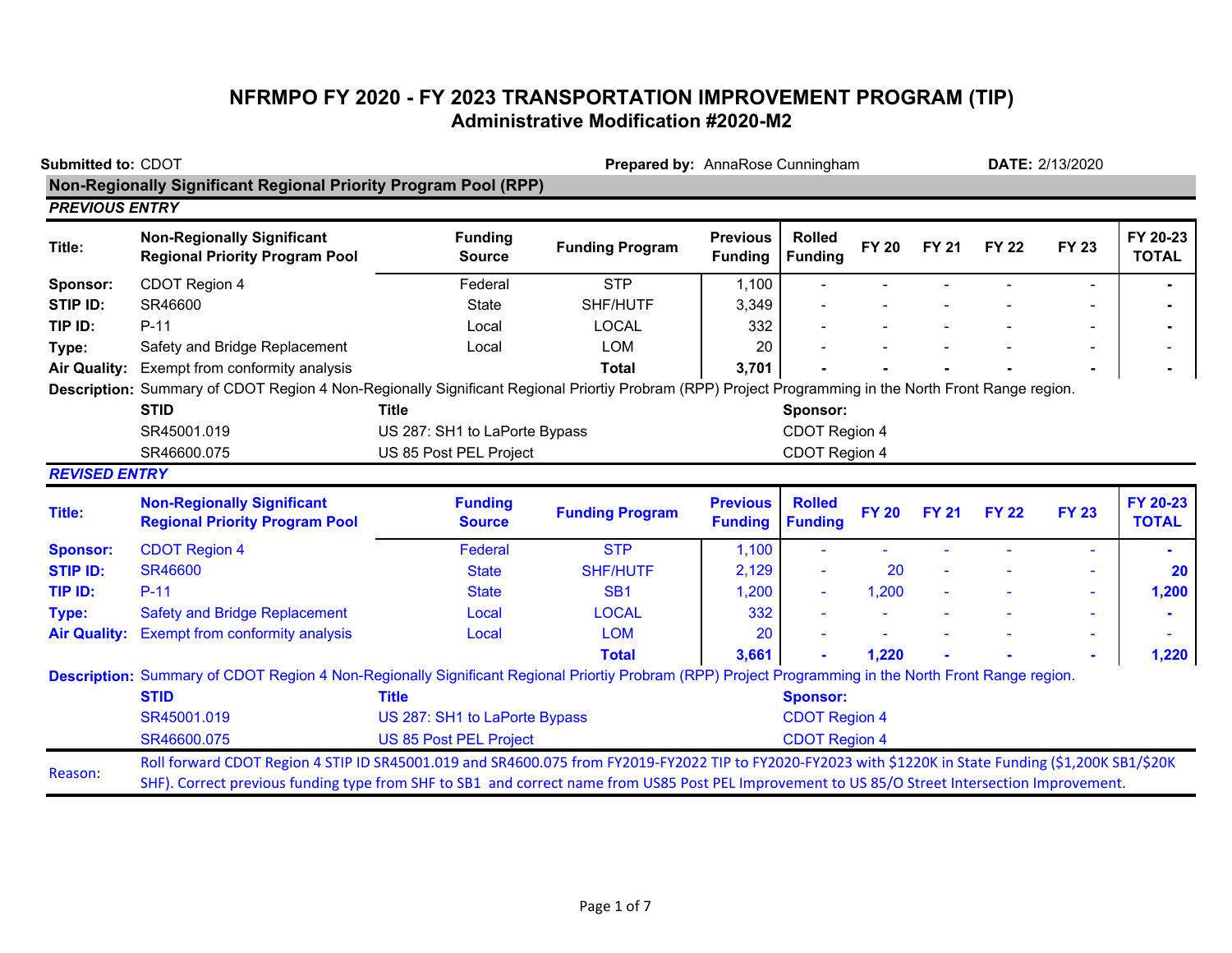# NFRMPO FY 2020 - FY 2023 TRANSPORTATION IMPROVEMENT PROGRAM (TIP)

## Administrative Modification #2020-M2

**Submitted to:** CDOT **Prepared by:** AnnaRose Cunningham **DATE:** 2/13/2020

### Non-Regionally Significant Regional Priority Program Pool (RPP)

***PREVIOUS ENTRY***

| **Title:** | **Non-Regionally Significant Regional Priority Program Pool** | **Funding Source** | **Funding Program** | **Previous Funding** | **Rolled Funding** | **FY 20** | **FY 21** | **FY 22** | **FY 23** | **FY 20-23 TOTAL** |
|---|---|---|---|---|---|---|---|---|---|---|
| **Sponsor:** | CDOT Region 4 | Federal | STP | 1,100 | - | - | - | - | - | - |
| **STIP ID:** | SR46600 | State | SHF/HUTF | 3,349 | - | - | - | - | - | - |
| **TIP ID:** | P-11 | Local | LOCAL | 332 | - | - | - | - | - | - |
| **Type:** | Safety and Bridge Replacement | Local | LOM | 20 | - | - | - | - | - | - |
| **Air Quality:** | Exempt from conformity analysis | | **Total** | **3,701** | **-** | **-** | **-** | **-** | **-** | **-** |

**Description:** Summary of CDOT Region 4 Non-Regionally Significant Regional Priortiy Probram (RPP) Project Programming in the North Front Range region.

| **STID** | **Title** | **Sponsor:** |
|---|---|---|
| SR45001.019 | US 287: SH1 to LaPorte Bypass | CDOT Region 4 |
| SR46600.075 | US 85 Post PEL Project | CDOT Region 4 |

***REVISED ENTRY***

| **Title:** | **Non-Regionally Significant Regional Priority Program Pool** | **Funding Source** | **Funding Program** | **Previous Funding** | **Rolled Funding** | **FY 20** | **FY 21** | **FY 22** | **FY 23** | **FY 20-23 TOTAL** |
|---|---|---|---|---|---|---|---|---|---|---|
| **Sponsor:** | CDOT Region 4 | Federal | STP | 1,100 | - | - | - | - | - | - |
| **STIP ID:** | SR46600 | State | SHF/HUTF | 2,129 | - | 20 | - | - | - | **20** |
| **TIP ID:** | P-11 | State | SB1 | 1,200 | - | 1,200 | - | - | - | **1,200** |
| **Type:** | Safety and Bridge Replacement | Local | LOCAL | 332 | - | - | - | - | - | - |
| **Air Quality:** | Exempt from conformity analysis | Local | LOM | 20 | - | - | - | - | - | - |
| | | | **Total** | **3,661** | **-** | **1,220** | **-** | **-** | **-** | **1,220** |

**Description:** Summary of CDOT Region 4 Non-Regionally Significant Regional Priortiy Probram (RPP) Project Programming in the North Front Range region.

| **STID** | **Title** | **Sponsor:** |
|---|---|---|
| SR45001.019 | US 287: SH1 to LaPorte Bypass | CDOT Region 4 |
| SR46600.075 | US 85 Post PEL Project | CDOT Region 4 |

Reason: Roll forward CDOT Region 4 STIP ID SR45001.019 and SR4600.075 from FY2019-FY2022 TIP to FY2020-FY2023 with $1220K in State Funding ($1,200K SB1/$20K SHF). Correct previous funding type from SHF to SB1 and correct name from US85 Post PEL Improvement to US 85/O Street Intersection Improvement.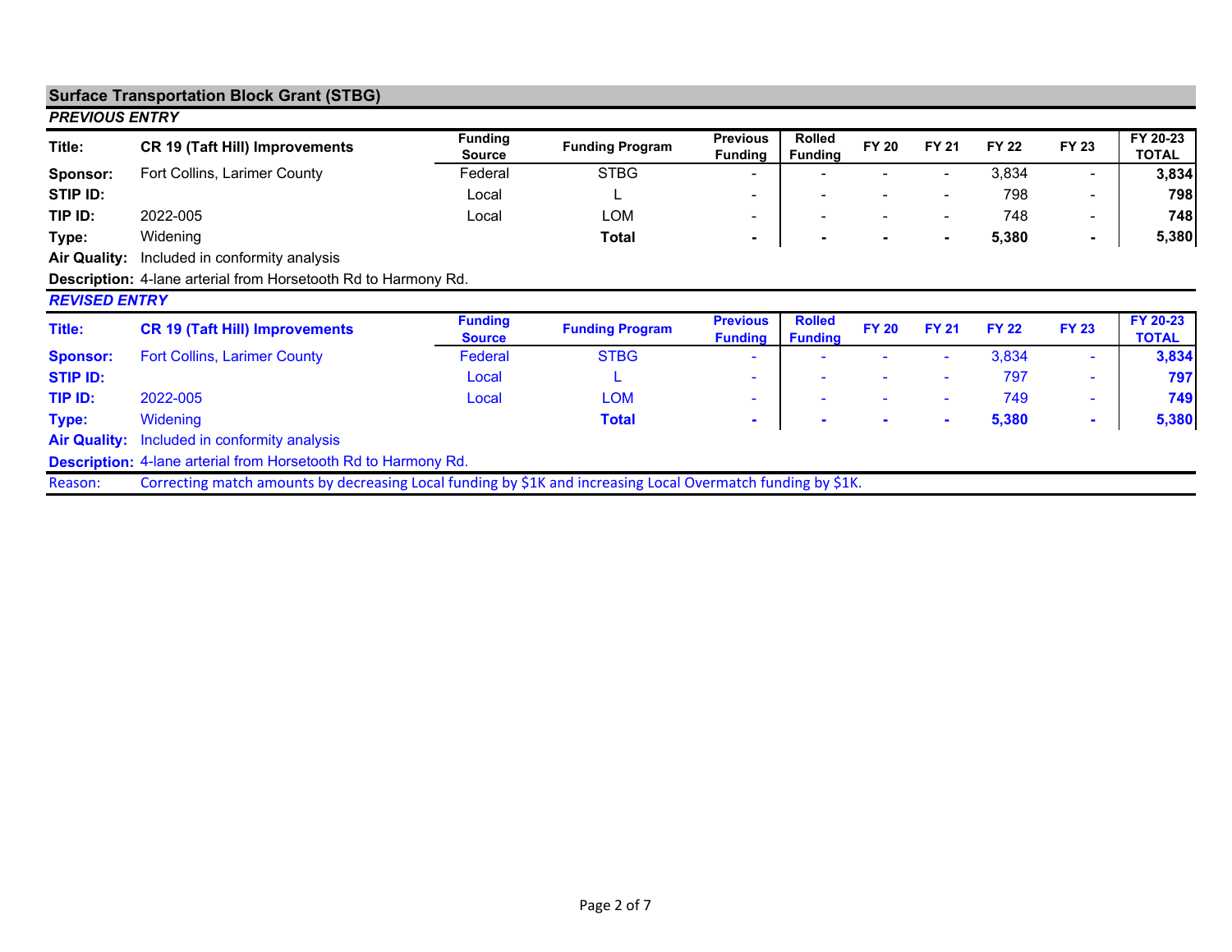## Surface Transportation Block Grant (STBG)

### *PREVIOUS ENTRY*

| **Title:** | **CR 19 (Taft Hill) Improvements** | **Funding Source** | **Funding Program** | **Previous Funding** | **Rolled Funding** | **FY 20** | **FY 21** | **FY 22** | **FY 23** | **FY 20-23 TOTAL** |
|---|---|---|---|---|---|---|---|---|---|---|
| **Sponsor:** | Fort Collins, Larimer County | Federal | STBG | - | - | - | - | 3,834 | - | **3,834** |
| **STIP ID:** | | Local | L | - | - | - | - | 798 | - | **798** |
| **TIP ID:** | 2022-005 | Local | LOM | - | - | - | - | 748 | - | **748** |
| **Type:** | Widening | | **Total** | **-** | **-** | **-** | **-** | **5,380** | **-** | **5,380** |
| **Air Quality:** | Included in conformity analysis | | | | | | | | | |

**Description:** 4-lane arterial from Horsetooth Rd to Harmony Rd.

### *REVISED ENTRY*

| **Title:** | **CR 19 (Taft Hill) Improvements** | **Funding Source** | **Funding Program** | **Previous Funding** | **Rolled Funding** | **FY 20** | **FY 21** | **FY 22** | **FY 23** | **FY 20-23 TOTAL** |
|---|---|---|---|---|---|---|---|---|---|---|
| **Sponsor:** | Fort Collins, Larimer County | Federal | STBG | - | - | - | - | 3,834 | - | **3,834** |
| **STIP ID:** | | Local | L | - | - | - | - | 797 | - | **797** |
| **TIP ID:** | 2022-005 | Local | LOM | - | - | - | - | 749 | - | **749** |
| **Type:** | Widening | | **Total** | **-** | **-** | **-** | **-** | **5,380** | **-** | **5,380** |
| **Air Quality:** | Included in conformity analysis | | | | | | | | | |

**Description:** 4-lane arterial from Horsetooth Rd to Harmony Rd.

Reason: Correcting match amounts by decreasing Local funding by $1K and increasing Local Overmatch funding by $1K.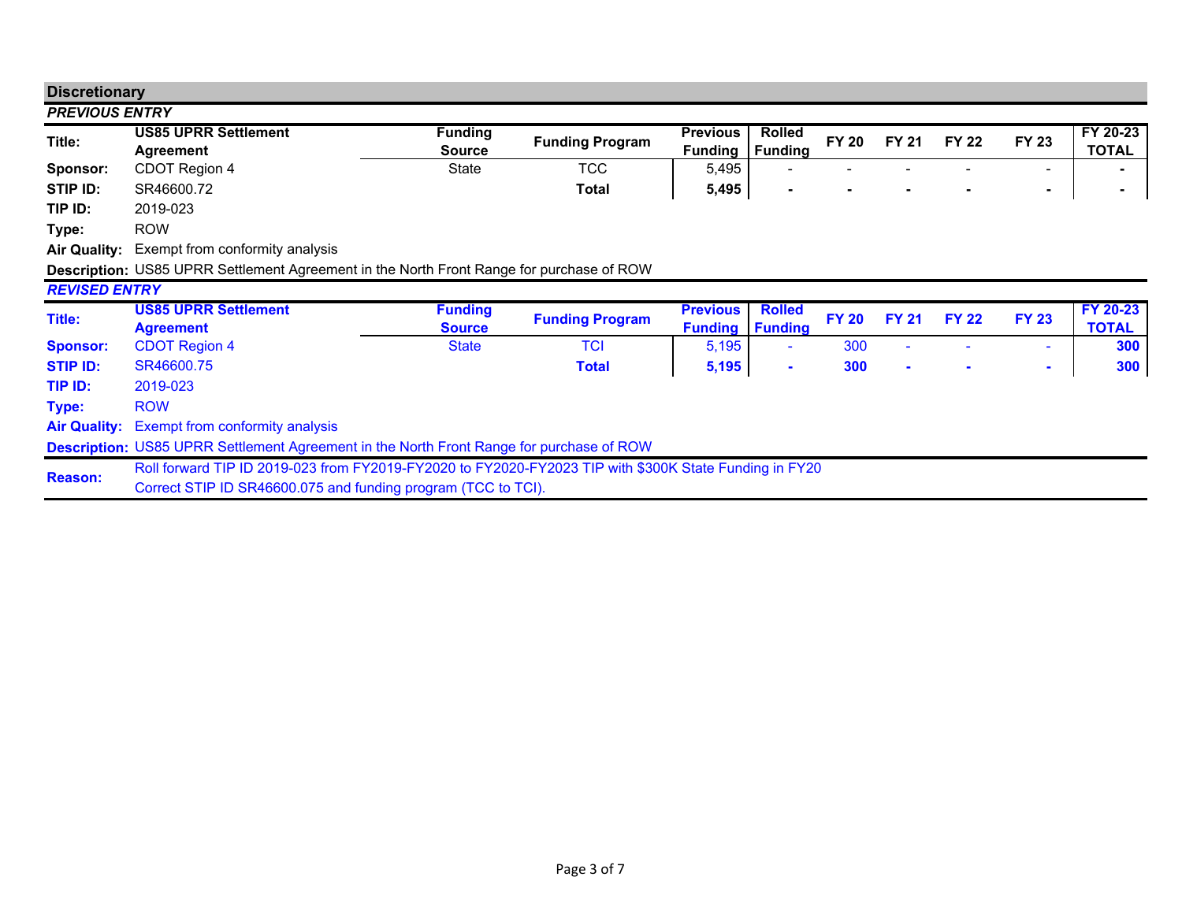## Discretionary

### *PREVIOUS ENTRY*

| Title: | US85 UPRR Settlement Agreement | Funding Source | Funding Program | Previous Funding | Rolled Funding | FY 20 | FY 21 | FY 22 | FY 23 | FY 20-23 TOTAL |
|---|---|---|---|---|---|---|---|---|---|---|
| Sponsor: | CDOT Region 4 | State | TCC | 5,495 | - | - | - | - | - | - |
| STIP ID: | SR46600.72 | | **Total** | **5,495** | **-** | **-** | **-** | **-** | **-** | **-** |
| TIP ID: | 2019-023 | | | | | | | | | |
| Type: | ROW | | | | | | | | | |
| Air Quality: | Exempt from conformity analysis | | | | | | | | | |
| Description: | US85 UPRR Settlement Agreement in the North Front Range for purchase of ROW | | | | | | | | | |

### *REVISED ENTRY*

| Title: | US85 UPRR Settlement Agreement | Funding Source | Funding Program | Previous Funding | Rolled Funding | FY 20 | FY 21 | FY 22 | FY 23 | FY 20-23 TOTAL |
|---|---|---|---|---|---|---|---|---|---|---|
| Sponsor: | CDOT Region 4 | State | TCI | 5,195 | - | 300 | - | - | - | **300** |
| STIP ID: | SR46600.75 | | **Total** | **5,195** | **-** | **300** | **-** | **-** | **-** | **300** |
| TIP ID: | 2019-023 | | | | | | | | | |
| Type: | ROW | | | | | | | | | |
| Air Quality: | Exempt from conformity analysis | | | | | | | | | |
| Description: | US85 UPRR Settlement Agreement in the North Front Range for purchase of ROW | | | | | | | | | |

**Reason:** Roll forward TIP ID 2019-023 from FY2019-FY2020 to FY2020-FY2023 TIP with $300K State Funding in FY20
Correct STIP ID SR46600.075 and funding program (TCC to TCI).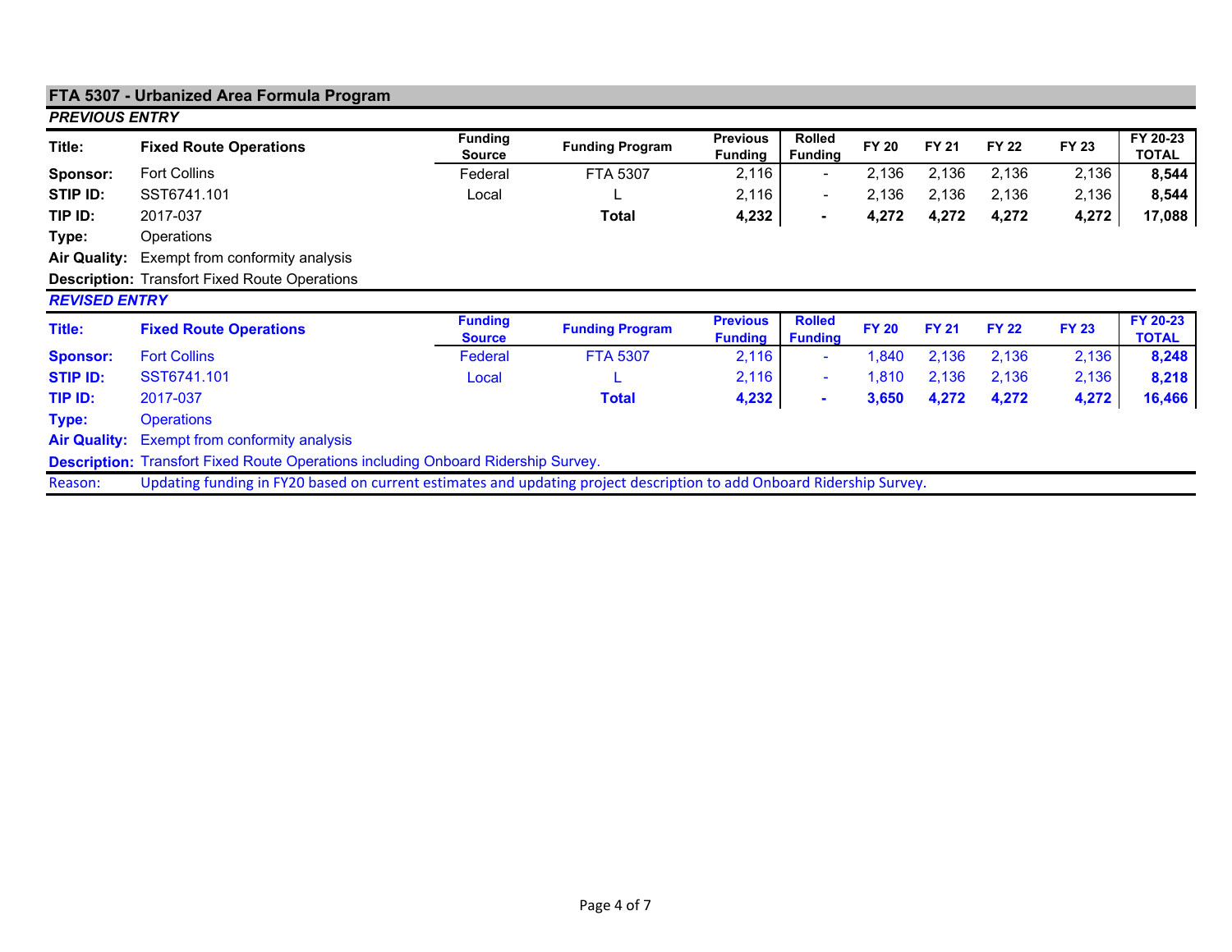## FTA 5307 - Urbanized Area Formula Program

***PREVIOUS ENTRY***

| Title: | Fixed Route Operations | Funding Source | Funding Program | Previous Funding | Rolled Funding | FY 20 | FY 21 | FY 22 | FY 23 | FY 20-23 TOTAL |
|---|---|---|---|---|---|---|---|---|---|---|
| **Sponsor:** | Fort Collins | Federal | FTA 5307 | 2,116 | - | 2,136 | 2,136 | 2,136 | 2,136 | **8,544** |
| **STIP ID:** | SST6741.101 | Local | L | 2,116 | - | 2,136 | 2,136 | 2,136 | 2,136 | **8,544** |
| **TIP ID:** | 2017-037 | | **Total** | **4,232** | **-** | **4,272** | **4,272** | **4,272** | **4,272** | **17,088** |

**Type:** Operations

**Air Quality:** Exempt from conformity analysis

**Description:** Transfort Fixed Route Operations

***REVISED ENTRY***

| Title: | Fixed Route Operations | Funding Source | Funding Program | Previous Funding | Rolled Funding | FY 20 | FY 21 | FY 22 | FY 23 | FY 20-23 TOTAL |
|---|---|---|---|---|---|---|---|---|---|---|
| **Sponsor:** | Fort Collins | Federal | FTA 5307 | 2,116 | - | 1,840 | 2,136 | 2,136 | 2,136 | **8,248** |
| **STIP ID:** | SST6741.101 | Local | L | 2,116 | - | 1,810 | 2,136 | 2,136 | 2,136 | **8,218** |
| **TIP ID:** | 2017-037 | | **Total** | **4,232** | **-** | **3,650** | **4,272** | **4,272** | **4,272** | **16,466** |

**Type:** Operations

**Air Quality:** Exempt from conformity analysis

**Description:** Transfort Fixed Route Operations including Onboard Ridership Survey.

Reason: Updating funding in FY20 based on current estimates and updating project description to add Onboard Ridership Survey.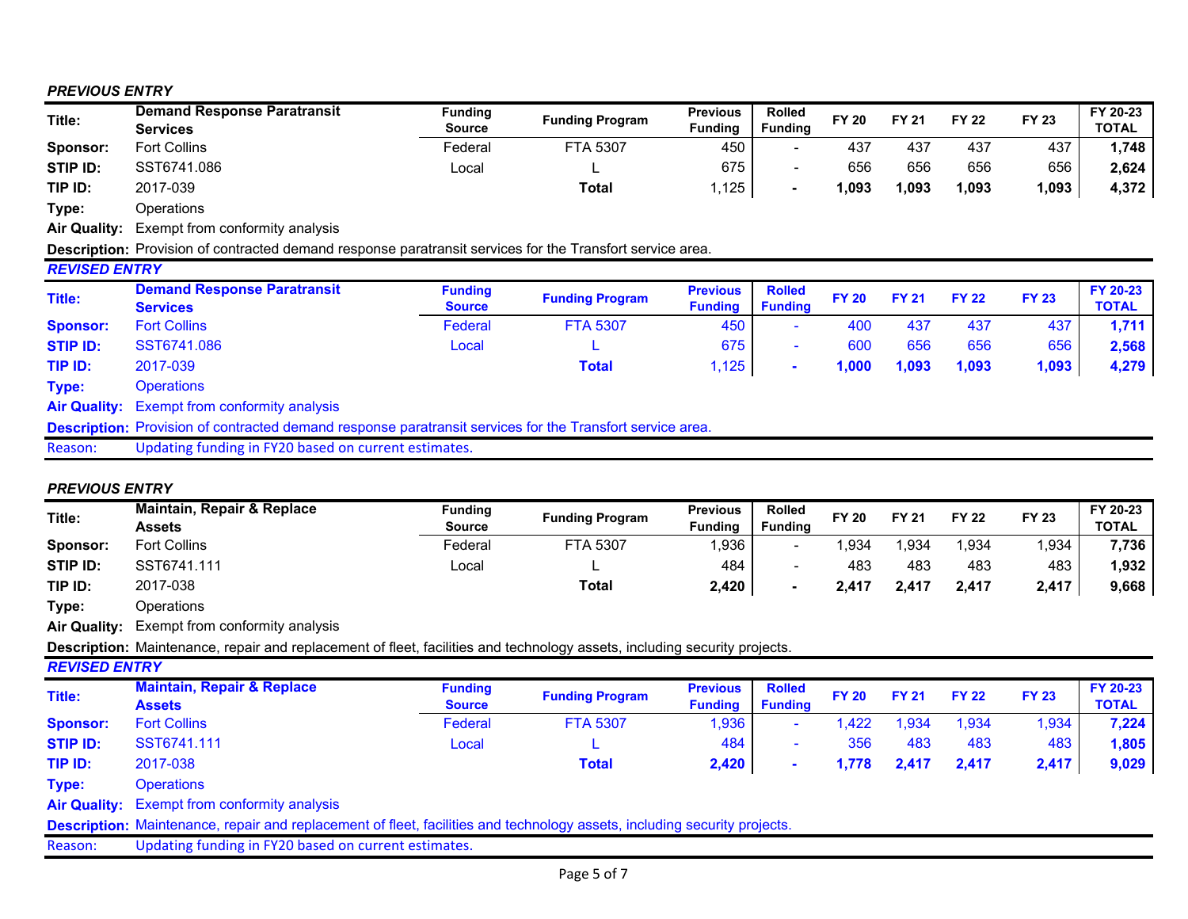***PREVIOUS ENTRY***

| Title: | Demand Response Paratransit Services | Funding Source | Funding Program | Previous Funding | Rolled Funding | FY 20 | FY 21 | FY 22 | FY 23 | FY 20-23 TOTAL |
|---|---|---|---|---|---|---|---|---|---|---|
| Sponsor: | Fort Collins | Federal | FTA 5307 | 450 | - | 437 | 437 | 437 | 437 | **1,748** |
| STIP ID: | SST6741.086 | Local | L | 675 | - | 656 | 656 | 656 | 656 | **2,624** |
| TIP ID: | 2017-039 | | **Total** | 1,125 | **-** | **1,093** | **1,093** | **1,093** | **1,093** | **4,372** |
| Type: | Operations | | | | | | | | | |
| Air Quality: | Exempt from conformity analysis | | | | | | | | | |

**Description:** Provision of contracted demand response paratransit services for the Transfort service area.

***REVISED ENTRY***

| Title: | Demand Response Paratransit Services | Funding Source | Funding Program | Previous Funding | Rolled Funding | FY 20 | FY 21 | FY 22 | FY 23 | FY 20-23 TOTAL |
|---|---|---|---|---|---|---|---|---|---|---|
| Sponsor: | Fort Collins | Federal | FTA 5307 | 450 | - | 400 | 437 | 437 | 437 | **1,711** |
| STIP ID: | SST6741.086 | Local | L | 675 | - | 600 | 656 | 656 | 656 | **2,568** |
| TIP ID: | 2017-039 | | **Total** | 1,125 | **-** | **1,000** | **1,093** | **1,093** | **1,093** | **4,279** |
| Type: | Operations | | | | | | | | | |
| Air Quality: | Exempt from conformity analysis | | | | | | | | | |

**Description:** Provision of contracted demand response paratransit services for the Transfort service area.

Reason: Updating funding in FY20 based on current estimates.

***PREVIOUS ENTRY***

| Title: | Maintain, Repair & Replace Assets | Funding Source | Funding Program | Previous Funding | Rolled Funding | FY 20 | FY 21 | FY 22 | FY 23 | FY 20-23 TOTAL |
|---|---|---|---|---|---|---|---|---|---|---|
| Sponsor: | Fort Collins | Federal | FTA 5307 | 1,936 | - | 1,934 | 1,934 | 1,934 | 1,934 | **7,736** |
| STIP ID: | SST6741.111 | Local | L | 484 | - | 483 | 483 | 483 | 483 | **1,932** |
| TIP ID: | 2017-038 | | **Total** | **2,420** | **-** | **2,417** | **2,417** | **2,417** | **2,417** | **9,668** |
| Type: | Operations | | | | | | | | | |
| Air Quality: | Exempt from conformity analysis | | | | | | | | | |

**Description:** Maintenance, repair and replacement of fleet, facilities and technology assets, including security projects.

***REVISED ENTRY***

| Title: | Maintain, Repair & Replace Assets | Funding Source | Funding Program | Previous Funding | Rolled Funding | FY 20 | FY 21 | FY 22 | FY 23 | FY 20-23 TOTAL |
|---|---|---|---|---|---|---|---|---|---|---|
| Sponsor: | Fort Collins | Federal | FTA 5307 | 1,936 | - | 1,422 | 1,934 | 1,934 | 1,934 | **7,224** |
| STIP ID: | SST6741.111 | Local | L | 484 | - | 356 | 483 | 483 | 483 | **1,805** |
| TIP ID: | 2017-038 | | **Total** | **2,420** | **-** | **1,778** | **2,417** | **2,417** | **2,417** | **9,029** |
| Type: | Operations | | | | | | | | | |
| Air Quality: | Exempt from conformity analysis | | | | | | | | | |

**Description:** Maintenance, repair and replacement of fleet, facilities and technology assets, including security projects.

Reason: Updating funding in FY20 based on current estimates.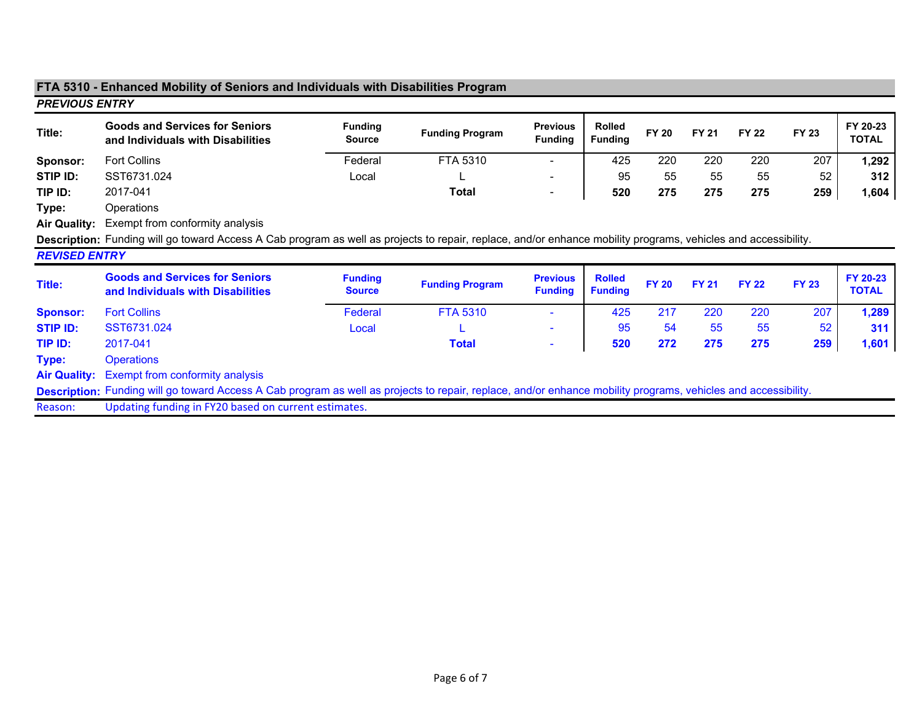## FTA 5310 - Enhanced Mobility of Seniors and Individuals with Disabilities Program

### *PREVIOUS ENTRY*

| Title: | Goods and Services for Seniors and Individuals with Disabilities | Funding Source | Funding Program | Previous Funding | Rolled Funding | FY 20 | FY 21 | FY 22 | FY 23 | FY 20-23 TOTAL |
|---|---|---|---|---|---|---|---|---|---|---|
| **Sponsor:** | Fort Collins | Federal | FTA 5310 | - | 425 | 220 | 220 | 220 | 207 | **1,292** |
| **STIP ID:** | SST6731.024 | Local | L | - | 95 | 55 | 55 | 55 | 52 | **312** |
| **TIP ID:** | 2017-041 | | **Total** | - | **520** | **275** | **275** | **275** | **259** | **1,604** |

**Type:** Operations

**Air Quality:** Exempt from conformity analysis

**Description:** Funding will go toward Access A Cab program as well as projects to repair, replace, and/or enhance mobility programs, vehicles and accessibility.

### *REVISED ENTRY*

| Title: | Goods and Services for Seniors and Individuals with Disabilities | Funding Source | Funding Program | Previous Funding | Rolled Funding | FY 20 | FY 21 | FY 22 | FY 23 | FY 20-23 TOTAL |
|---|---|---|---|---|---|---|---|---|---|---|
| **Sponsor:** | Fort Collins | Federal | FTA 5310 | - | 425 | 217 | 220 | 220 | 207 | **1,289** |
| **STIP ID:** | SST6731.024 | Local | L | - | 95 | 54 | 55 | 55 | 52 | **311** |
| **TIP ID:** | 2017-041 | | **Total** | - | **520** | **272** | **275** | **275** | **259** | **1,601** |

**Type:** Operations

**Air Quality:** Exempt from conformity analysis

**Description:** Funding will go toward Access A Cab program as well as projects to repair, replace, and/or enhance mobility programs, vehicles and accessibility.

Reason: Updating funding in FY20 based on current estimates.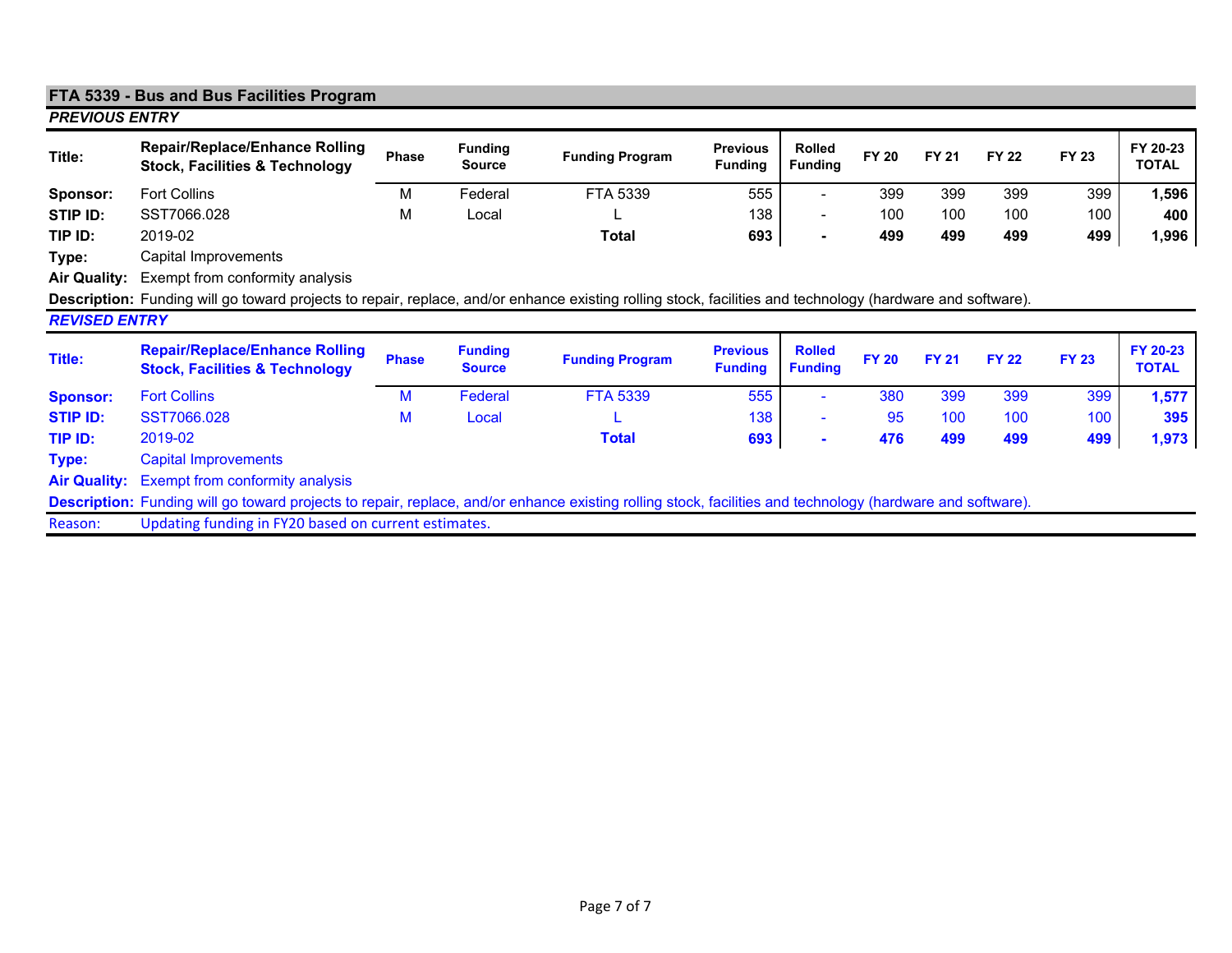## FTA 5339 - Bus and Bus Facilities Program

***PREVIOUS ENTRY***

| Title: | Repair/Replace/Enhance Rolling Stock, Facilities & Technology | Phase | Funding Source | Funding Program | Previous Funding | Rolled Funding | FY 20 | FY 21 | FY 22 | FY 23 | FY 20-23 TOTAL |
|---|---|---|---|---|---|---|---|---|---|---|---|
| **Sponsor:** | Fort Collins | M | Federal | FTA 5339 | 555 | - | 399 | 399 | 399 | 399 | **1,596** |
| **STIP ID:** | SST7066.028 | M | Local | L | 138 | - | 100 | 100 | 100 | 100 | **400** |
| **TIP ID:** | 2019-02 | | | **Total** | **693** | **-** | **499** | **499** | **499** | **499** | **1,996** |

**Type:** Capital Improvements

**Air Quality:** Exempt from conformity analysis

**Description:** Funding will go toward projects to repair, replace, and/or enhance existing rolling stock, facilities and technology (hardware and software).

***REVISED ENTRY***

| Title: | Repair/Replace/Enhance Rolling Stock, Facilities & Technology | Phase | Funding Source | Funding Program | Previous Funding | Rolled Funding | FY 20 | FY 21 | FY 22 | FY 23 | FY 20-23 TOTAL |
|---|---|---|---|---|---|---|---|---|---|---|---|
| **Sponsor:** | Fort Collins | M | Federal | FTA 5339 | 555 | - | 380 | 399 | 399 | 399 | **1,577** |
| **STIP ID:** | SST7066.028 | M | Local | L | 138 | - | 95 | 100 | 100 | 100 | **395** |
| **TIP ID:** | 2019-02 | | | **Total** | **693** | **-** | **476** | **499** | **499** | **499** | **1,973** |

**Type:** Capital Improvements

**Air Quality:** Exempt from conformity analysis

**Description:** Funding will go toward projects to repair, replace, and/or enhance existing rolling stock, facilities and technology (hardware and software).

Reason: Updating funding in FY20 based on current estimates.